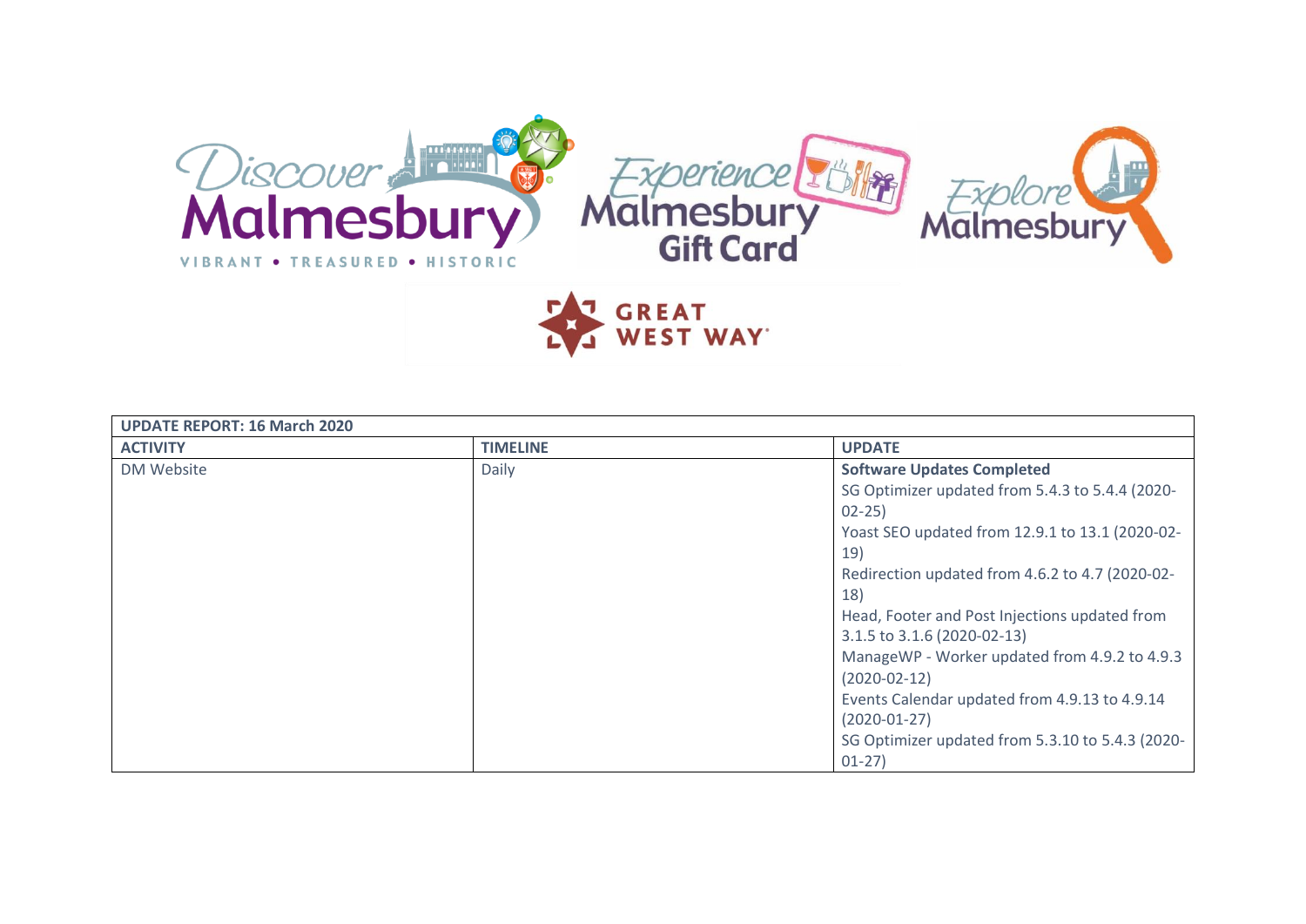| UPDATE REPORT: 16 March 2020 | | |
|---|---|---|
| **ACTIVITY** | **TIMELINE** | **UPDATE** |
| DM Website | Daily | **Software Updates Completed**<br>SG Optimizer updated from 5.4.3 to 5.4.4 (2020-02-25)<br>Yoast SEO updated from 12.9.1 to 13.1 (2020-02-19)<br>Redirection updated from 4.6.2 to 4.7 (2020-02-18)<br>Head, Footer and Post Injections updated from 3.1.5 to 3.1.6 (2020-02-13)<br>ManageWP - Worker updated from 4.9.2 to 4.9.3 (2020-02-12)<br>Events Calendar updated from 4.9.13 to 4.9.14 (2020-01-27)<br>SG Optimizer updated from 5.3.10 to 5.4.3 (2020-01-27) |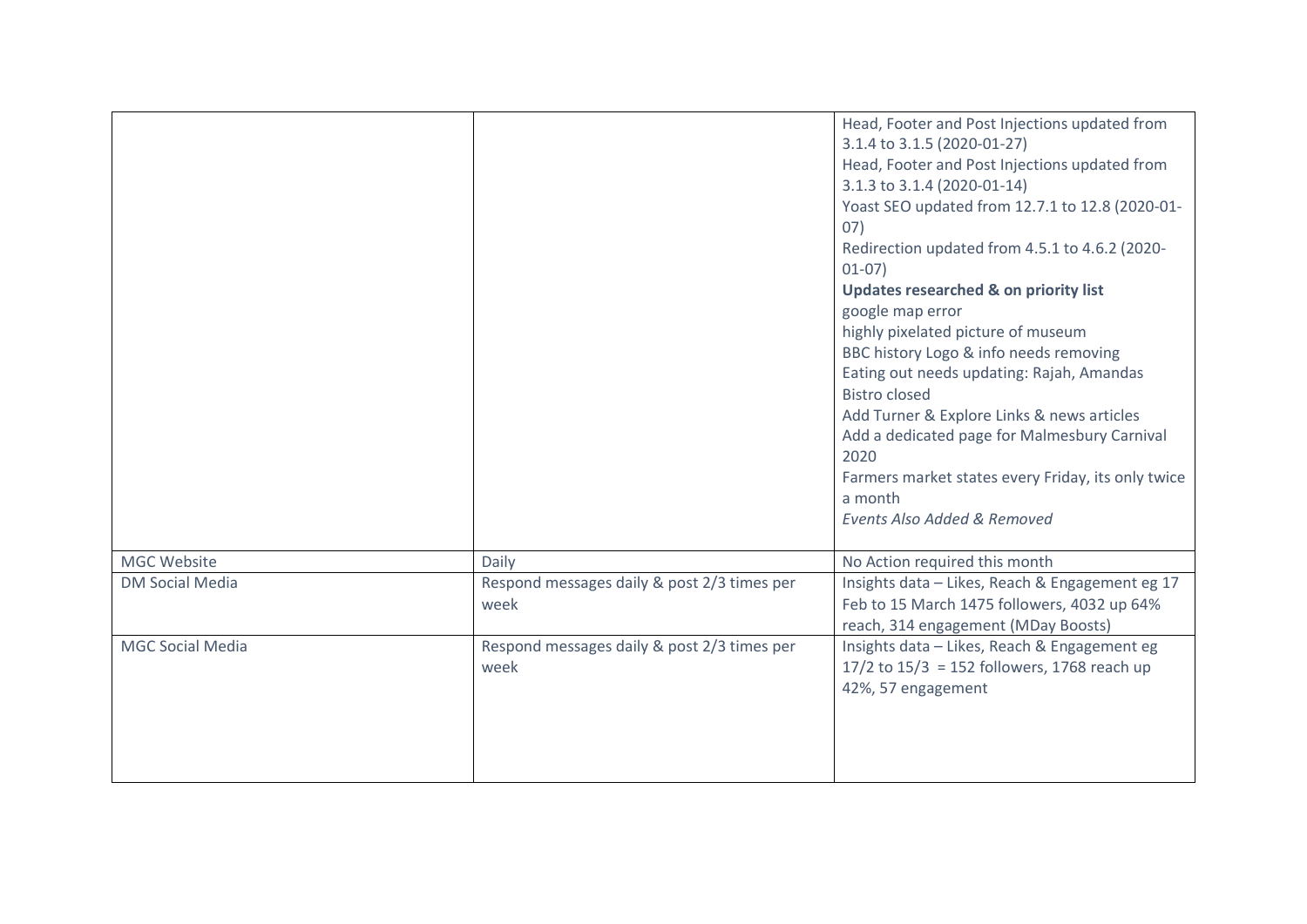| | | |
|---|---|---|
| | | Head, Footer and Post Injections updated from 3.1.4 to 3.1.5 (2020-01-27)<br>Head, Footer and Post Injections updated from 3.1.3 to 3.1.4 (2020-01-14)<br>Yoast SEO updated from 12.7.1 to 12.8 (2020-01-07)<br>Redirection updated from 4.5.1 to 4.6.2 (2020-01-07)<br>**Updates researched & on priority list**<br>google map error<br>highly pixelated picture of museum<br>BBC history Logo & info needs removing<br>Eating out needs updating: Rajah, Amandas Bistro closed<br>Add Turner & Explore Links & news articles<br>Add a dedicated page for Malmesbury Carnival 2020<br>Farmers market states every Friday, its only twice a month<br>*Events Also Added & Removed* |
| MGC Website | Daily | No Action required this month |
| DM Social Media | Respond messages daily & post 2/3 times per week | Insights data – Likes, Reach & Engagement eg 17 Feb to 15 March 1475 followers, 4032 up 64% reach, 314 engagement (MDay Boosts) |
| MGC Social Media | Respond messages daily & post 2/3 times per week | Insights data – Likes, Reach & Engagement eg 17/2 to 15/3 = 152 followers, 1768 reach up 42%, 57 engagement |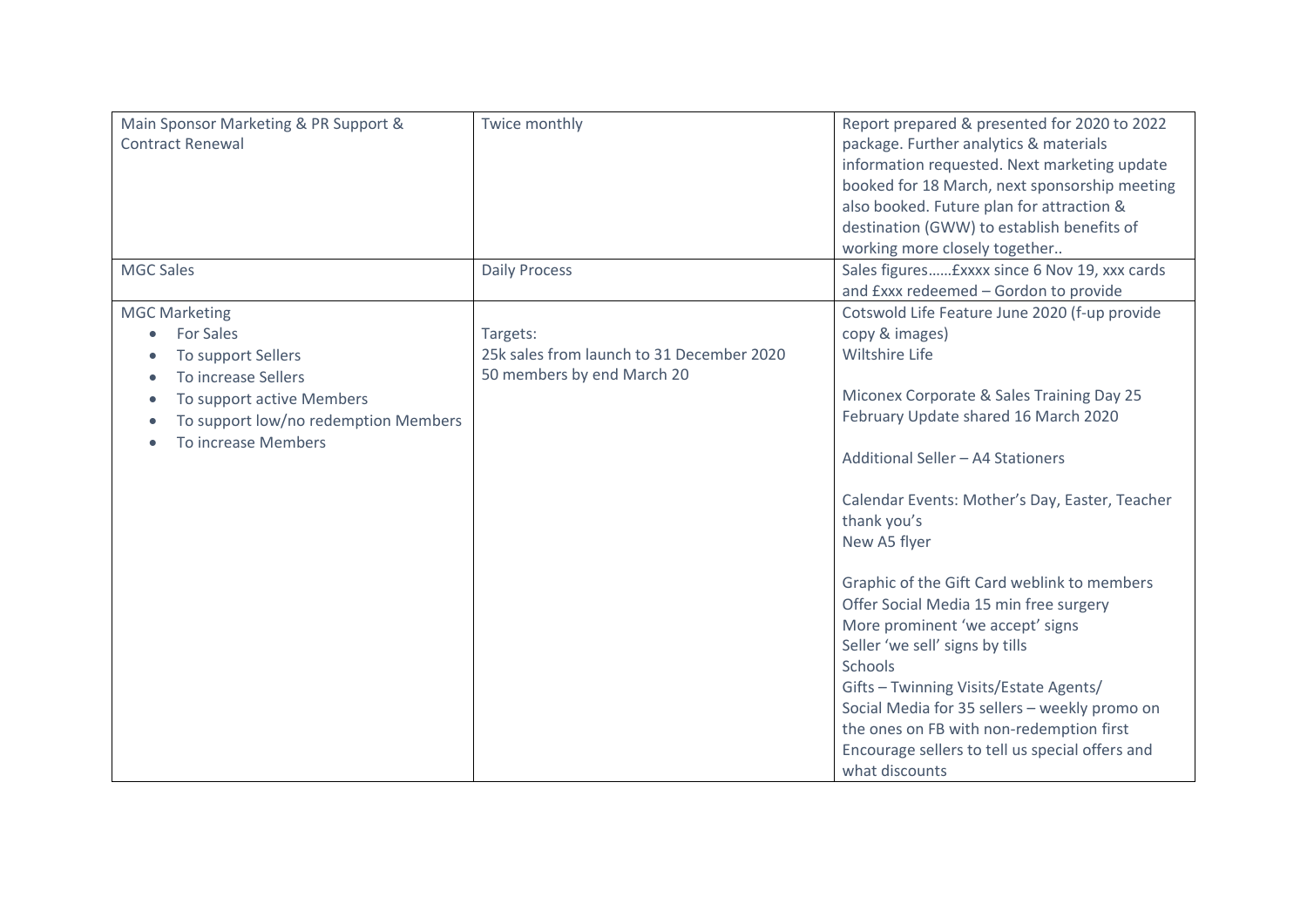| | | |
|---|---|---|
| Main Sponsor Marketing & PR Support & Contract Renewal | Twice monthly | Report prepared & presented for 2020 to 2022 package. Further analytics & materials information requested. Next marketing update booked for 18 March, next sponsorship meeting also booked. Future plan for attraction & destination (GWW) to establish benefits of working more closely together.. |
| MGC Sales | Daily Process | Sales figures……£xxxx since 6 Nov 19, xxx cards and £xxx redeemed – Gordon to provide |
| MGC Marketing<br>• For Sales<br>• To support Sellers<br>• To increase Sellers<br>• To support active Members<br>• To support low/no redemption Members<br>• To increase Members | Targets:<br>25k sales from launch to 31 December 2020<br>50 members by end March 20 | Cotswold Life Feature June 2020 (f-up provide copy & images)<br>Wiltshire Life<br><br>Miconex Corporate & Sales Training Day 25 February Update shared 16 March 2020<br><br>Additional Seller – A4 Stationers<br><br>Calendar Events: Mother's Day, Easter, Teacher thank you's<br>New A5 flyer<br><br>Graphic of the Gift Card weblink to members<br>Offer Social Media 15 min free surgery<br>More prominent 'we accept' signs<br>Seller 'we sell' signs by tills<br>Schools<br>Gifts – Twinning Visits/Estate Agents/<br>Social Media for 35 sellers – weekly promo on the ones on FB with non-redemption first<br>Encourage sellers to tell us special offers and what discounts |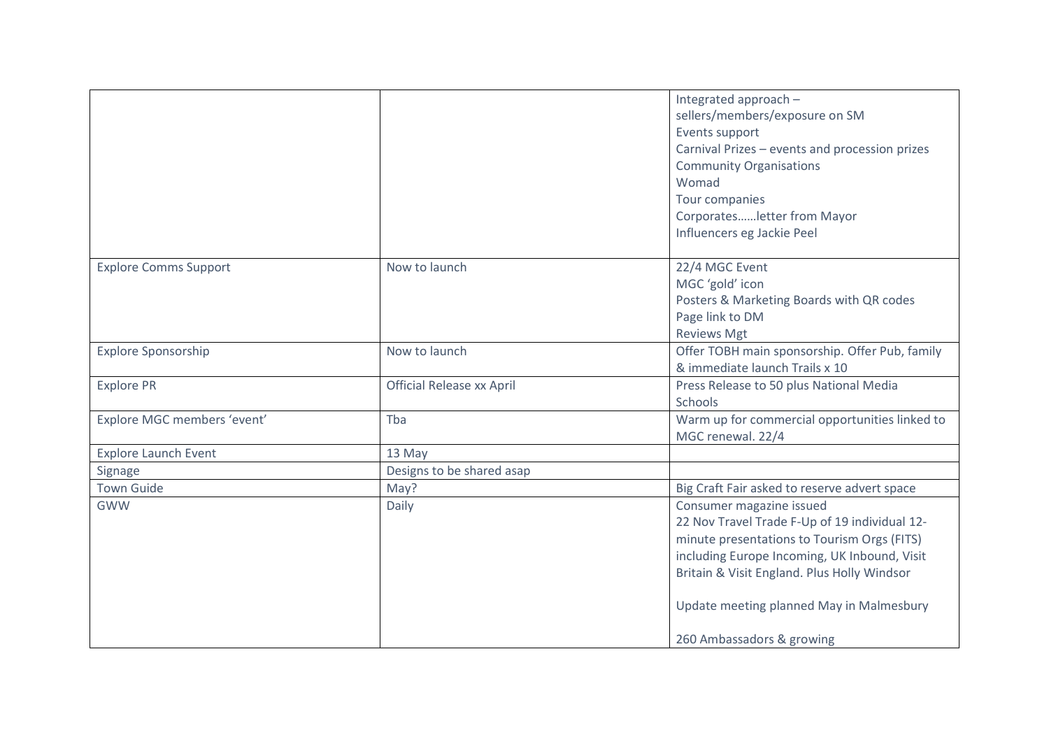| | | |
|---|---|---|
| | | Integrated approach – sellers/members/exposure on SM<br>Events support<br>Carnival Prizes – events and procession prizes<br>Community Organisations<br>Womad<br>Tour companies<br>Corporates……letter from Mayor<br>Influencers eg Jackie Peel |
| Explore Comms Support | Now to launch | 22/4 MGC Event<br>MGC 'gold' icon<br>Posters & Marketing Boards with QR codes<br>Page link to DM<br>Reviews Mgt |
| Explore Sponsorship | Now to launch | Offer TOBH main sponsorship. Offer Pub, family & immediate launch Trails x 10 |
| Explore PR | Official Release xx April | Press Release to 50 plus National Media<br>Schools |
| Explore MGC members 'event' | Tba | Warm up for commercial opportunities linked to MGC renewal. 22/4 |
| Explore Launch Event | 13 May | |
| Signage | Designs to be shared asap | |
| Town Guide | May? | Big Craft Fair asked to reserve advert space |
| GWW | Daily | Consumer magazine issued<br>22 Nov Travel Trade F-Up of 19 individual 12-minute presentations to Tourism Orgs (FITS) including Europe Incoming, UK Inbound, Visit Britain & Visit England. Plus Holly Windsor<br><br>Update meeting planned May in Malmesbury<br><br>260 Ambassadors & growing |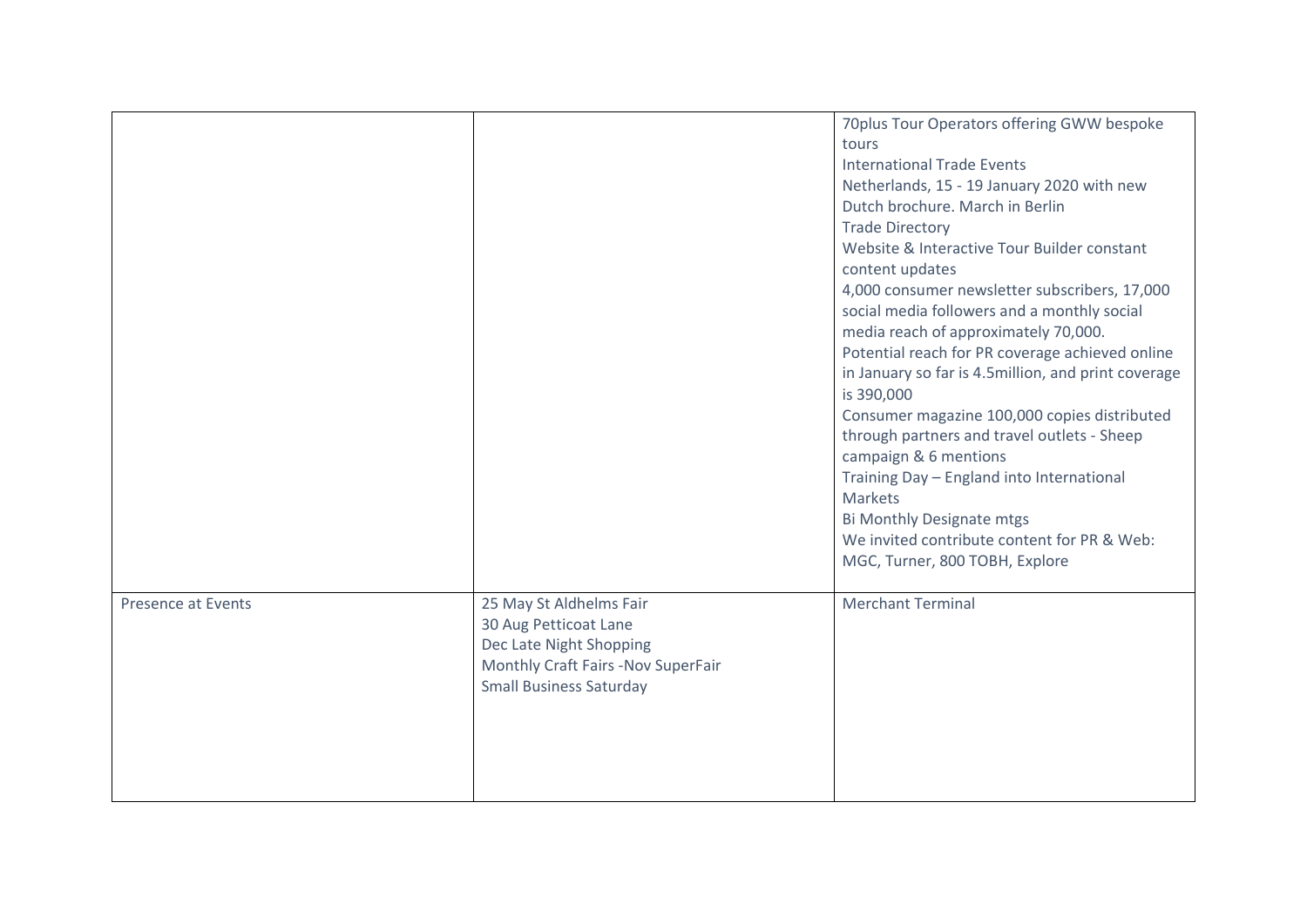| | | |
|---|---|---|
| | | 70plus Tour Operators offering GWW bespoke tours<br>International Trade Events<br>Netherlands, 15 - 19 January 2020 with new Dutch brochure. March in Berlin<br>Trade Directory<br>Website & Interactive Tour Builder constant content updates<br>4,000 consumer newsletter subscribers, 17,000 social media followers and a monthly social media reach of approximately 70,000.<br>Potential reach for PR coverage achieved online in January so far is 4.5million, and print coverage is 390,000<br>Consumer magazine 100,000 copies distributed through partners and travel outlets - Sheep campaign & 6 mentions<br>Training Day – England into International Markets<br>Bi Monthly Designate mtgs<br>We invited contribute content for PR & Web: MGC, Turner, 800 TOBH, Explore |
| Presence at Events | 25 May St Aldhelms Fair<br>30 Aug Petticoat Lane<br>Dec Late Night Shopping<br>Monthly Craft Fairs -Nov SuperFair<br>Small Business Saturday | Merchant Terminal |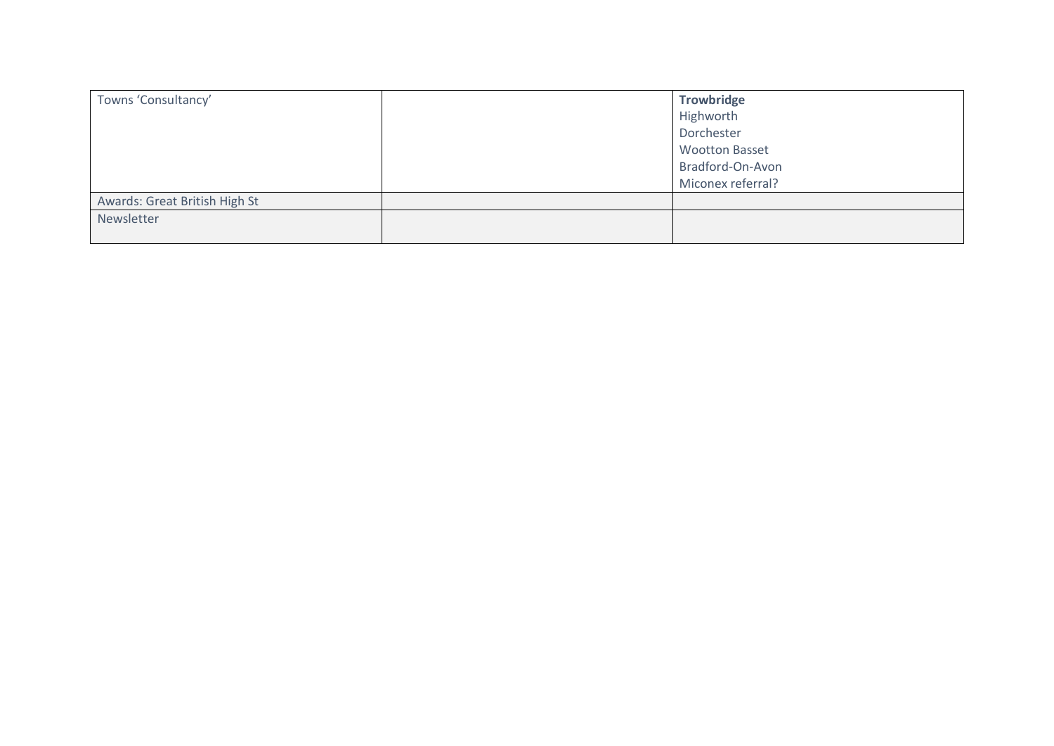| | | |
|---|---|---|
| Towns 'Consultancy' | | **Trowbridge**<br>Highworth<br>Dorchester<br>Wootton Basset<br>Bradford-On-Avon<br>Miconex referral? |
| Awards: Great British High St | | |
| Newsletter | | |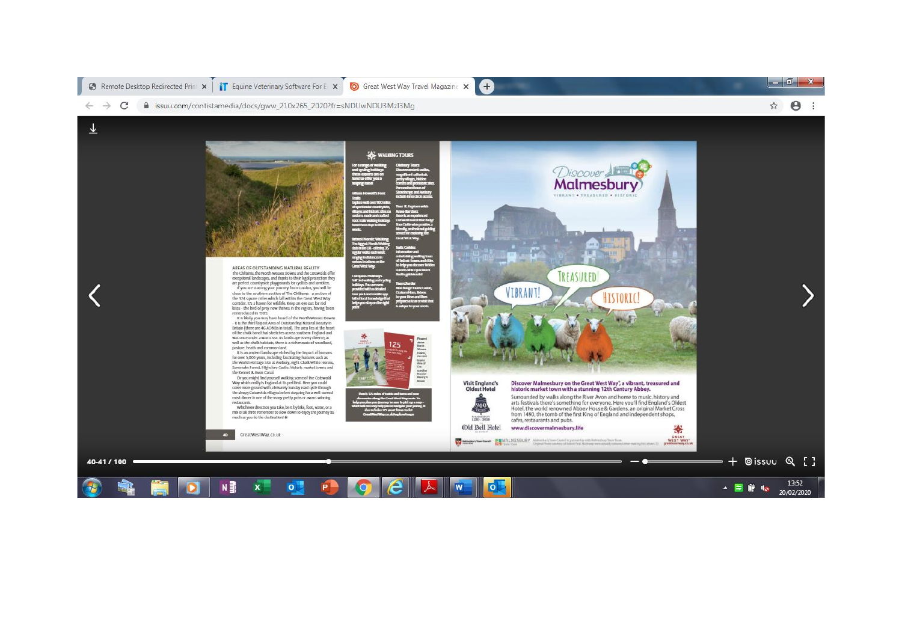## AREAS OF OUTSTANDING NATURAL BEAUTY

The Chilterns, the North Wessex Downs and the Cotswolds offer exceptional landscapes, and thanks to their legal protection they are perfect countryside playgrounds for cyclists and ramblers.

If you are starting your journey from London, you will be close to the southern section of The Chilterns – a section of the 324 square miles which fall within the Great West Way corridor. It's a haven for wildlife. Keep an eye out for red kites – the bird of prey now thrives in the region, having been reintroduced in 1989.

It is likely you may have heard of the North Wessex Downs – it is the third largest Area of Outstanding Natural Beauty in Britain (there are 46 AONBs in total). The area lies at the heart of the chalk band that stretches across southern England and was once under a warm sea. Its landscape is very diverse; as well as the chalk habitats, there is a rich mosaic of woodland, pasture, heath and commonland.

It is an ancient landscape etched by the impact of humans for over 5,000 years, including fascinating features such as the World Heritage Site at Avebury, eight chalk white horses, Savernake Forest, Highclere Castle, historic market towns and the Kennet & Avon Canal.

Or you might find yourself walking some of the Cotswold Way which really is England at its prettiest. Here you could cover more ground with a leisurely Sunday road cycle through the sleepy Cotswolds villages before stopping for a well-earned roast dinner in one of the many pretty pubs or award-winning restaurants.

Whichever direction you take, be it by bike, foot, water, or a mix of all three remember to slow down to enjoy the journey as much as you do the destination!

## WALKING TOURS

For a range of walking and cycling holidays these experts are on hand to offer you a helping hand

**Alison Howell's Foot Trails**
Explore well over 900 miles of spectacular countryside, villages and historic sites on custom-made and crafted foot trails walking holidays from three days to three weeks.

**British Nordic Walking**
The biggest Nordic Walking club in the UK – offering 35 regular walks each week ranging in distances in various locations on the Great West Way.

**Compass Holidays**
Self-led walking and cycling holidays. You are even provided with a detailed route pack and mobile app full of local knowledge that helps you stay on the right path.

**Oldbury Tours**
Discover ancient castles, magnificent cathedrals, pretty villages, hidden corners and prehistoric sites. Personalised tours of Stonehenge and Avebury include inner circle access.

**Tour It: Explore with Anne Barstow**
Anne is an experienced Cotswold based Blue Badge Tour Guide who provides a friendly, professional guiding service for exploring the Great West Way.

**Salis Guides**
Informative and entertaining walking tours of historic towns and cities to help you discover hidden corners which you won't find in guidebooks!

**Tours2order**
Blue Badge Tourist Guide, Graham Hurt, listens to your ideas and then prepares a tour or visit that is unique to your needs.

Pictured above: North Wessex Downs, the third largest Area of Outstanding Natural Beauty in Britain

There's 125 miles of trails and turns and new discoveries along the Great West Way route. To help you plan your journey be sure to pick up a map – which will not only help you to navigate your journey, it also includes 125 great things to do! GreatWestWay.co.uk/explore/maps

## Discover Malmesbury

VIBRANT • TREASURED • HISTORIC

VIBRANT! TREASURED! HISTORIC!

Visit England's Oldest Hotel

Old Bell Hotel

**Discover Malmesbury on the Great West Way®, a vibrant, treasured and historic market town with a stunning 12th Century Abbey.**

Surrounded by walks along the River Avon and home to music, history and arts festivals there's something for everyone. Here you'll find England's Oldest Hotel, the world renowned Abbey House & Gardens, an original Market Cross from 1490, the tomb of the first King of England and independent shops, cafes, restaurants and pubs.

**www.discovermalmesbury.life**